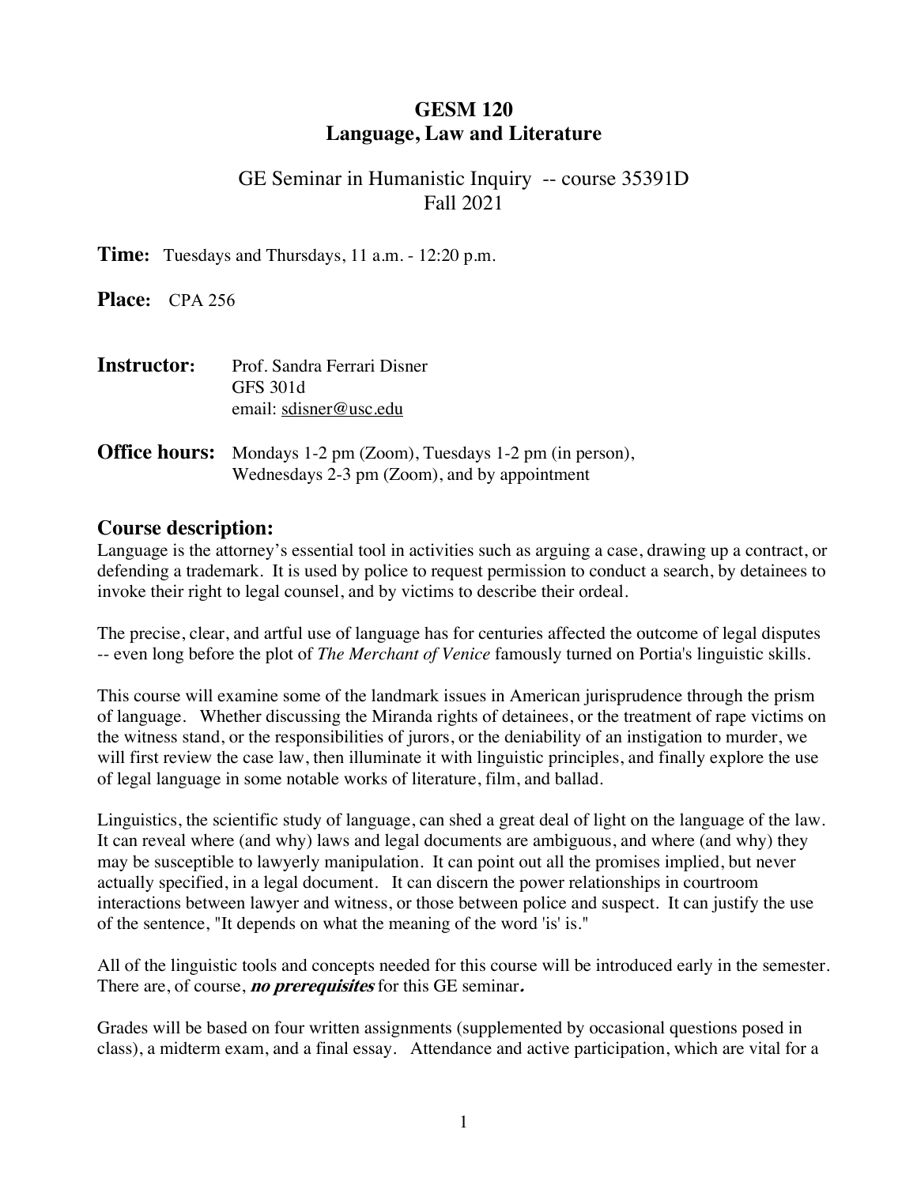# GESM 120
# Language, Law and Literature

GE Seminar in Humanistic Inquiry -- course 35391D
Fall 2021

**Time:** Tuesdays and Thursdays, 11 a.m. - 12:20 p.m.

**Place:** CPA 256

**Instructor:** Prof. Sandra Ferrari Disner
GFS 301d
email: sdisner@usc.edu

**Office hours:** Mondays 1-2 pm (Zoom), Tuesdays 1-2 pm (in person),
Wednesdays 2-3 pm (Zoom), and by appointment

## Course description:

Language is the attorney's essential tool in activities such as arguing a case, drawing up a contract, or defending a trademark. It is used by police to request permission to conduct a search, by detainees to invoke their right to legal counsel, and by victims to describe their ordeal.

The precise, clear, and artful use of language has for centuries affected the outcome of legal disputes -- even long before the plot of *The Merchant of Venice* famously turned on Portia's linguistic skills.

This course will examine some of the landmark issues in American jurisprudence through the prism of language. Whether discussing the Miranda rights of detainees, or the treatment of rape victims on the witness stand, or the responsibilities of jurors, or the deniability of an instigation to murder, we will first review the case law, then illuminate it with linguistic principles, and finally explore the use of legal language in some notable works of literature, film, and ballad.

Linguistics, the scientific study of language, can shed a great deal of light on the language of the law. It can reveal where (and why) laws and legal documents are ambiguous, and where (and why) they may be susceptible to lawyerly manipulation. It can point out all the promises implied, but never actually specified, in a legal document. It can discern the power relationships in courtroom interactions between lawyer and witness, or those between police and suspect. It can justify the use of the sentence, "It depends on what the meaning of the word 'is' is."

All of the linguistic tools and concepts needed for this course will be introduced early in the semester. There are, of course, ***no prerequisites*** for this GE seminar***.***

Grades will be based on four written assignments (supplemented by occasional questions posed in class), a midterm exam, and a final essay. Attendance and active participation, which are vital for a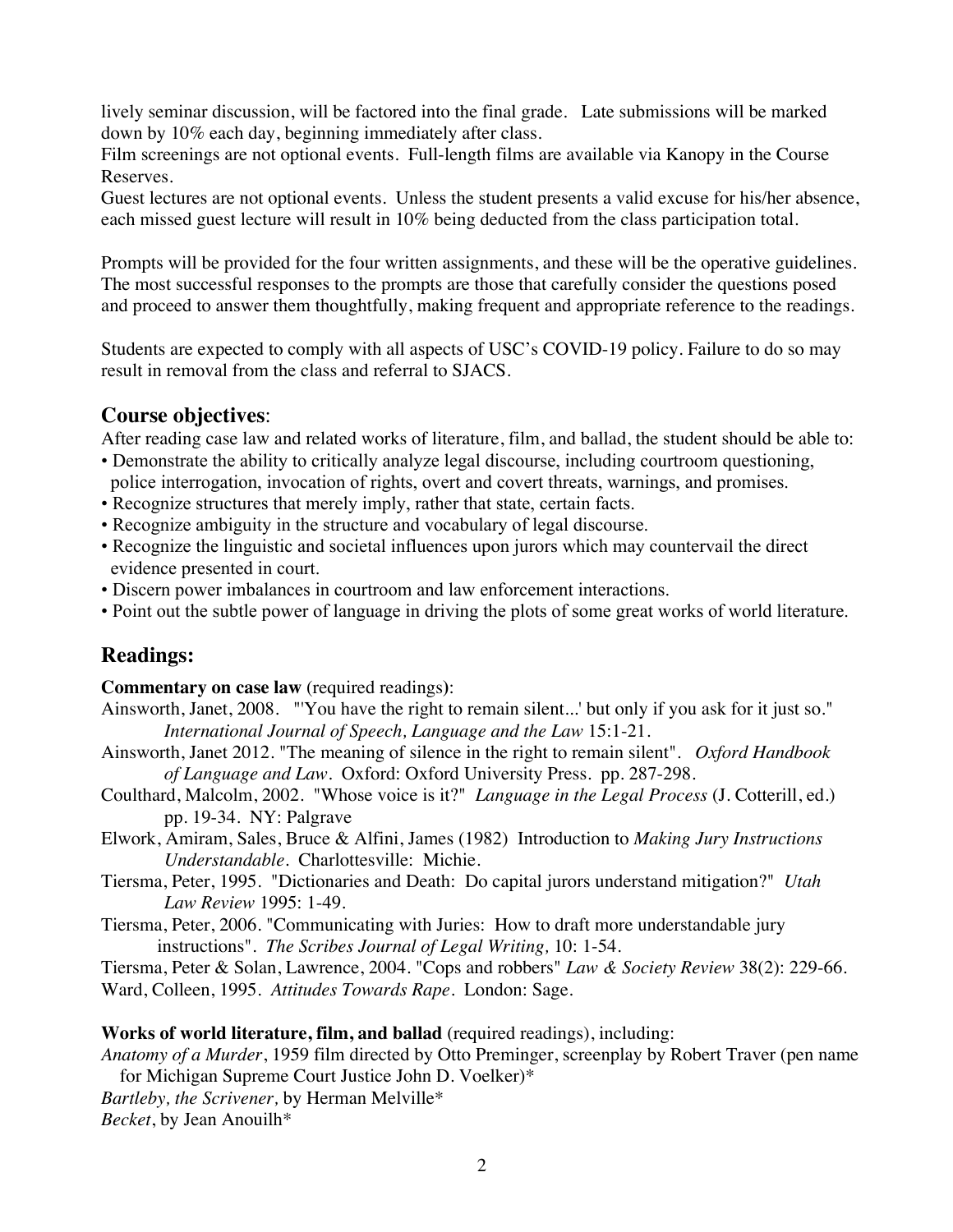lively seminar discussion, will be factored into the final grade. Late submissions will be marked down by 10% each day, beginning immediately after class.

Film screenings are not optional events. Full-length films are available via Kanopy in the Course Reserves.

Guest lectures are not optional events. Unless the student presents a valid excuse for his/her absence, each missed guest lecture will result in 10% being deducted from the class participation total.

Prompts will be provided for the four written assignments, and these will be the operative guidelines. The most successful responses to the prompts are those that carefully consider the questions posed and proceed to answer them thoughtfully, making frequent and appropriate reference to the readings.

Students are expected to comply with all aspects of USC's COVID-19 policy. Failure to do so may result in removal from the class and referral to SJACS.

## Course objectives:

After reading case law and related works of literature, film, and ballad, the student should be able to:

- Demonstrate the ability to critically analyze legal discourse, including courtroom questioning, police interrogation, invocation of rights, overt and covert threats, warnings, and promises.
- Recognize structures that merely imply, rather that state, certain facts.
- Recognize ambiguity in the structure and vocabulary of legal discourse.
- Recognize the linguistic and societal influences upon jurors which may countervail the direct evidence presented in court.
- Discern power imbalances in courtroom and law enforcement interactions.
- Point out the subtle power of language in driving the plots of some great works of world literature.

## Readings:

**Commentary on case law** (required readings):

Ainsworth, Janet, 2008. "'You have the right to remain silent...' but only if you ask for it just so." *International Journal of Speech, Language and the Law* 15:1-21.

Ainsworth, Janet 2012. "The meaning of silence in the right to remain silent". *Oxford Handbook of Language and Law*. Oxford: Oxford University Press. pp. 287-298.

Coulthard, Malcolm, 2002. "Whose voice is it?" *Language in the Legal Process* (J. Cotterill, ed.) pp. 19-34. NY: Palgrave

Elwork, Amiram, Sales, Bruce & Alfini, James (1982) Introduction to *Making Jury Instructions Understandable*. Charlottesville: Michie.

Tiersma, Peter, 1995. "Dictionaries and Death: Do capital jurors understand mitigation?" *Utah Law Review* 1995: 1-49.

Tiersma, Peter, 2006. "Communicating with Juries: How to draft more understandable jury instructions". *The Scribes Journal of Legal Writing,* 10: 1-54.

Tiersma, Peter & Solan, Lawrence, 2004. "Cops and robbers" *Law & Society Review* 38(2): 229-66.

Ward, Colleen, 1995. *Attitudes Towards Rape*. London: Sage.

**Works of world literature, film, and ballad** (required readings), including:

*Anatomy of a Murder*, 1959 film directed by Otto Preminger, screenplay by Robert Traver (pen name for Michigan Supreme Court Justice John D. Voelker)*

*Bartleby, the Scrivener,* by Herman Melville*

*Becket*, by Jean Anouilh*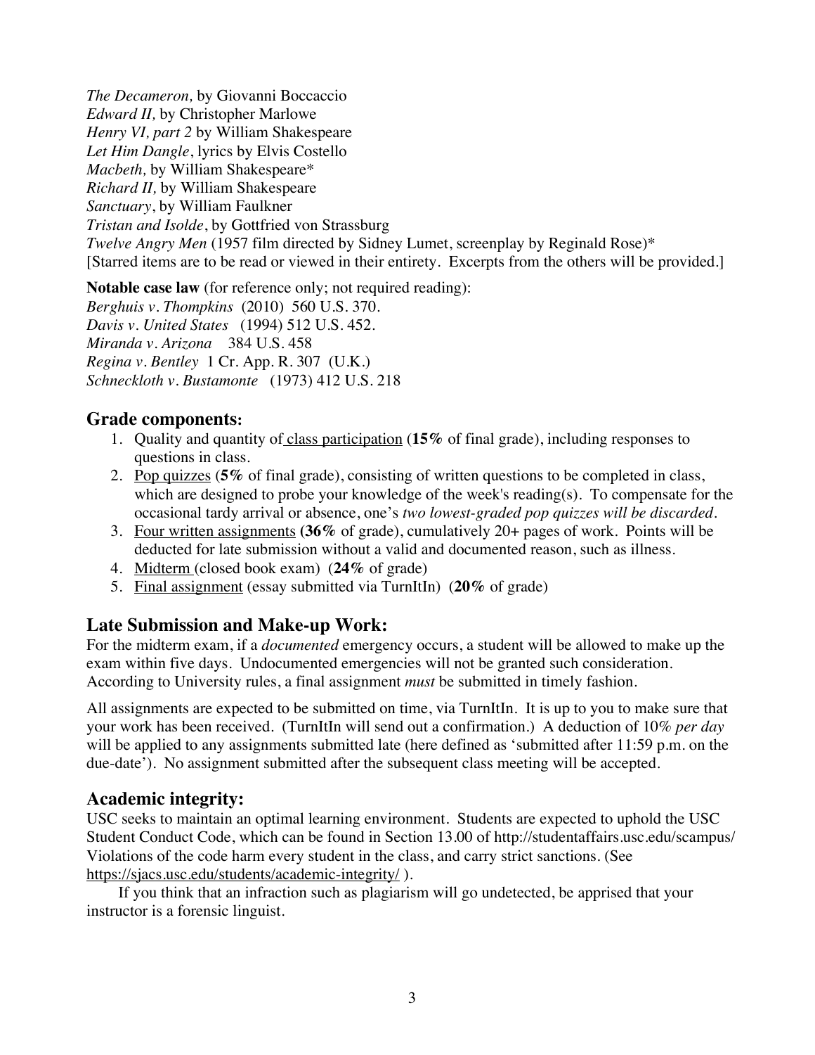*The Decameron,* by Giovanni Boccaccio
*Edward II,* by Christopher Marlowe
*Henry VI, part 2* by William Shakespeare
*Let Him Dangle*, lyrics by Elvis Costello
*Macbeth,* by William Shakespeare*
*Richard II,* by William Shakespeare
*Sanctuary*, by William Faulkner
*Tristan and Isolde*, by Gottfried von Strassburg
*Twelve Angry Men* (1957 film directed by Sidney Lumet, screenplay by Reginald Rose)*
[Starred items are to be read or viewed in their entirety. Excerpts from the others will be provided.]

**Notable case law** (for reference only; not required reading):
*Berghuis v. Thompkins* (2010) 560 U.S. 370.
*Davis v. United States* (1994) 512 U.S. 452.
*Miranda v. Arizona* 384 U.S. 458
*Regina v. Bentley* 1 Cr. App. R. 307 (U.K.)
*Schneckloth v. Bustamonte* (1973) 412 U.S. 218

## Grade components:

1. Quality and quantity of class participation (**15%** of final grade), including responses to questions in class.
2. Pop quizzes (**5%** of final grade), consisting of written questions to be completed in class, which are designed to probe your knowledge of the week's reading(s). To compensate for the occasional tardy arrival or absence, one's *two lowest-graded pop quizzes will be discarded*.
3. Four written assignments **(36%** of grade), cumulatively 20+ pages of work. Points will be deducted for late submission without a valid and documented reason, such as illness.
4. Midterm (closed book exam) (**24%** of grade)
5. Final assignment (essay submitted via TurnItIn) (**20%** of grade)

## Late Submission and Make-up Work:

For the midterm exam, if a *documented* emergency occurs, a student will be allowed to make up the exam within five days. Undocumented emergencies will not be granted such consideration. According to University rules, a final assignment *must* be submitted in timely fashion.

All assignments are expected to be submitted on time, via TurnItIn. It is up to you to make sure that your work has been received. (TurnItIn will send out a confirmation.) A deduction of 10% *per day* will be applied to any assignments submitted late (here defined as 'submitted after 11:59 p.m. on the due-date'). No assignment submitted after the subsequent class meeting will be accepted.

## Academic integrity:

USC seeks to maintain an optimal learning environment. Students are expected to uphold the USC Student Conduct Code, which can be found in Section 13.00 of http://studentaffairs.usc.edu/scampus/ Violations of the code harm every student in the class, and carry strict sanctions. (See https://sjacs.usc.edu/students/academic-integrity/ ).

If you think that an infraction such as plagiarism will go undetected, be apprised that your instructor is a forensic linguist.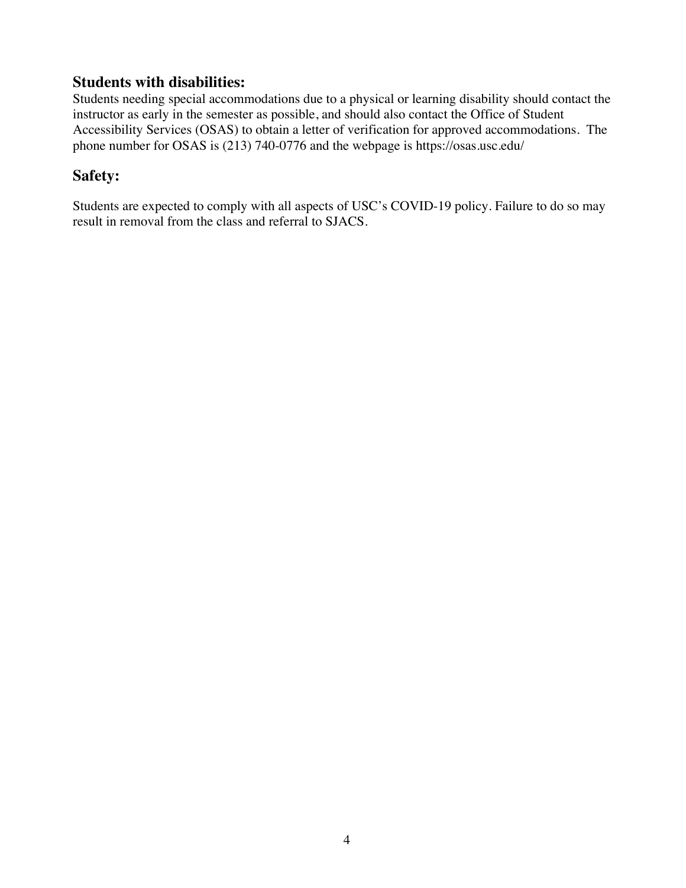## Students with disabilities:

Students needing special accommodations due to a physical or learning disability should contact the instructor as early in the semester as possible, and should also contact the Office of Student Accessibility Services (OSAS) to obtain a letter of verification for approved accommodations. The phone number for OSAS is (213) 740-0776 and the webpage is https://osas.usc.edu/

## Safety:

Students are expected to comply with all aspects of USC's COVID-19 policy. Failure to do so may result in removal from the class and referral to SJACS.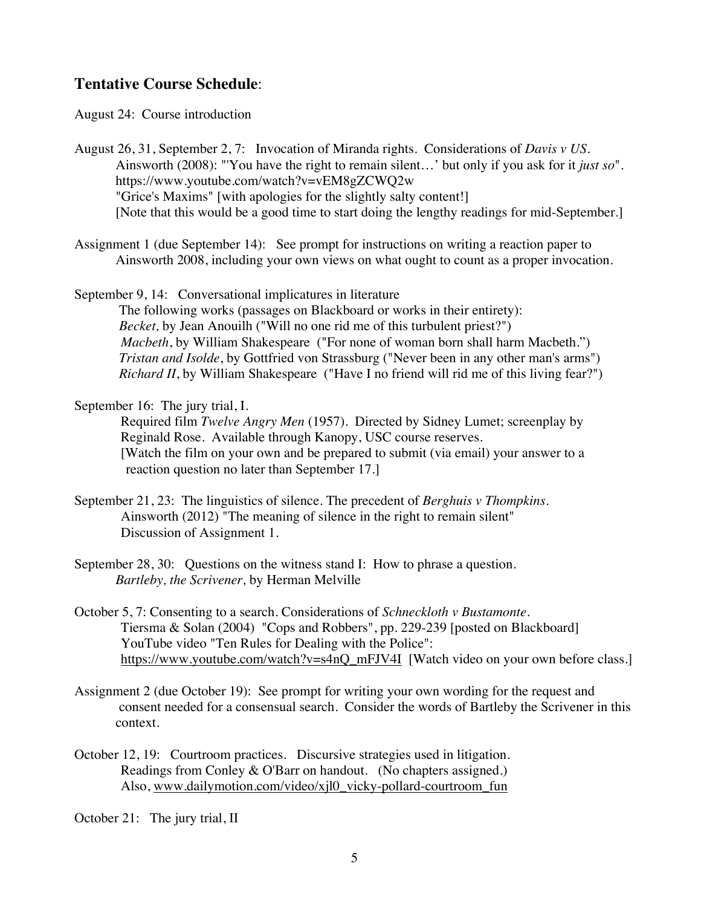**Tentative Course Schedule**:

August 24: Course introduction

August 26, 31, September 2, 7: Invocation of Miranda rights. Considerations of *Davis v US*.
Ainsworth (2008): "'You have the right to remain silent…' but only if you ask for it *just so*".
https://www.youtube.com/watch?v=vEM8gZCWQ2w
"Grice's Maxims" [with apologies for the slightly salty content!]
[Note that this would be a good time to start doing the lengthy readings for mid-September.]

Assignment 1 (due September 14): See prompt for instructions on writing a reaction paper to Ainsworth 2008, including your own views on what ought to count as a proper invocation.

September 9, 14: Conversational implicatures in literature
The following works (passages on Blackboard or works in their entirety):
*Becket,* by Jean Anouilh ("Will no one rid me of this turbulent priest?")
*Macbeth*, by William Shakespeare ("For none of woman born shall harm Macbeth.")
*Tristan and Isolde*, by Gottfried von Strassburg ("Never been in any other man's arms")
*Richard II*, by William Shakespeare ("Have I no friend will rid me of this living fear?")

September 16: The jury trial, I.
Required film *Twelve Angry Men* (1957). Directed by Sidney Lumet; screenplay by Reginald Rose. Available through Kanopy, USC course reserves.
[Watch the film on your own and be prepared to submit (via email) your answer to a reaction question no later than September 17.]

September 21, 23: The linguistics of silence. The precedent of *Berghuis v Thompkins*.
Ainsworth (2012) "The meaning of silence in the right to remain silent"
Discussion of Assignment 1.

September 28, 30: Questions on the witness stand I: How to phrase a question.
*Bartleby, the Scrivener,* by Herman Melville

October 5, 7: Consenting to a search. Considerations of *Schneckloth v Bustamonte*.
Tiersma & Solan (2004) "Cops and Robbers", pp. 229-239 [posted on Blackboard]
YouTube video "Ten Rules for Dealing with the Police":
https://www.youtube.com/watch?v=s4nQ_mFJV4I [Watch video on your own before class.]

Assignment 2 (due October 19): See prompt for writing your own wording for the request and consent needed for a consensual search. Consider the words of Bartleby the Scrivener in this context.

October 12, 19: Courtroom practices. Discursive strategies used in litigation.
Readings from Conley & O'Barr on handout. (No chapters assigned.)
Also, www.dailymotion.com/video/xjl0_vicky-pollard-courtroom_fun

October 21: The jury trial, II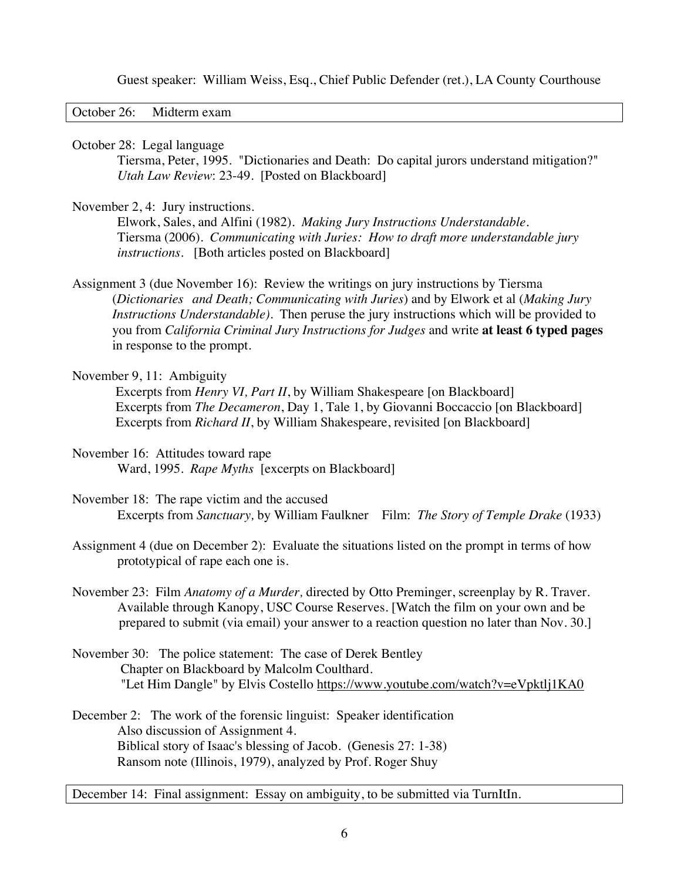Guest speaker: William Weiss, Esq., Chief Public Defender (ret.), LA County Courthouse

| |
|---|
| October 26: Midterm exam |

October 28: Legal language

Tiersma, Peter, 1995. "Dictionaries and Death: Do capital jurors understand mitigation?" *Utah Law Review*: 23-49. [Posted on Blackboard]

November 2, 4: Jury instructions.

Elwork, Sales, and Alfini (1982). *Making Jury Instructions Understandable*.
Tiersma (2006). *Communicating with Juries: How to draft more understandable jury instructions*. [Both articles posted on Blackboard]

Assignment 3 (due November 16): Review the writings on jury instructions by Tiersma (*Dictionaries and Death; Communicating with Juries*) and by Elwork et al (*Making Jury Instructions Understandable).* Then peruse the jury instructions which will be provided to you from *California Criminal Jury Instructions for Judges* and write **at least 6 typed pages** in response to the prompt.

November 9, 11: Ambiguity

Excerpts from *Henry VI, Part II*, by William Shakespeare [on Blackboard]
Excerpts from *The Decameron*, Day 1, Tale 1, by Giovanni Boccaccio [on Blackboard]
Excerpts from *Richard II*, by William Shakespeare, revisited [on Blackboard]

November 16: Attitudes toward rape

Ward, 1995. *Rape Myths* [excerpts on Blackboard]

November 18: The rape victim and the accused

Excerpts from *Sanctuary,* by William Faulkner Film: *The Story of Temple Drake* (1933)

Assignment 4 (due on December 2): Evaluate the situations listed on the prompt in terms of how prototypical of rape each one is.

November 23: Film *Anatomy of a Murder,* directed by Otto Preminger, screenplay by R. Traver. Available through Kanopy, USC Course Reserves. [Watch the film on your own and be prepared to submit (via email) your answer to a reaction question no later than Nov. 30.]

November 30: The police statement: The case of Derek Bentley

Chapter on Blackboard by Malcolm Coulthard.
"Let Him Dangle" by Elvis Costello https://www.youtube.com/watch?v=eVpktlj1KA0

December 2: The work of the forensic linguist: Speaker identification

Also discussion of Assignment 4.
Biblical story of Isaac's blessing of Jacob. (Genesis 27: 1-38)
Ransom note (Illinois, 1979), analyzed by Prof. Roger Shuy

| |
|---|
| December 14: Final assignment: Essay on ambiguity, to be submitted via TurnItIn. |